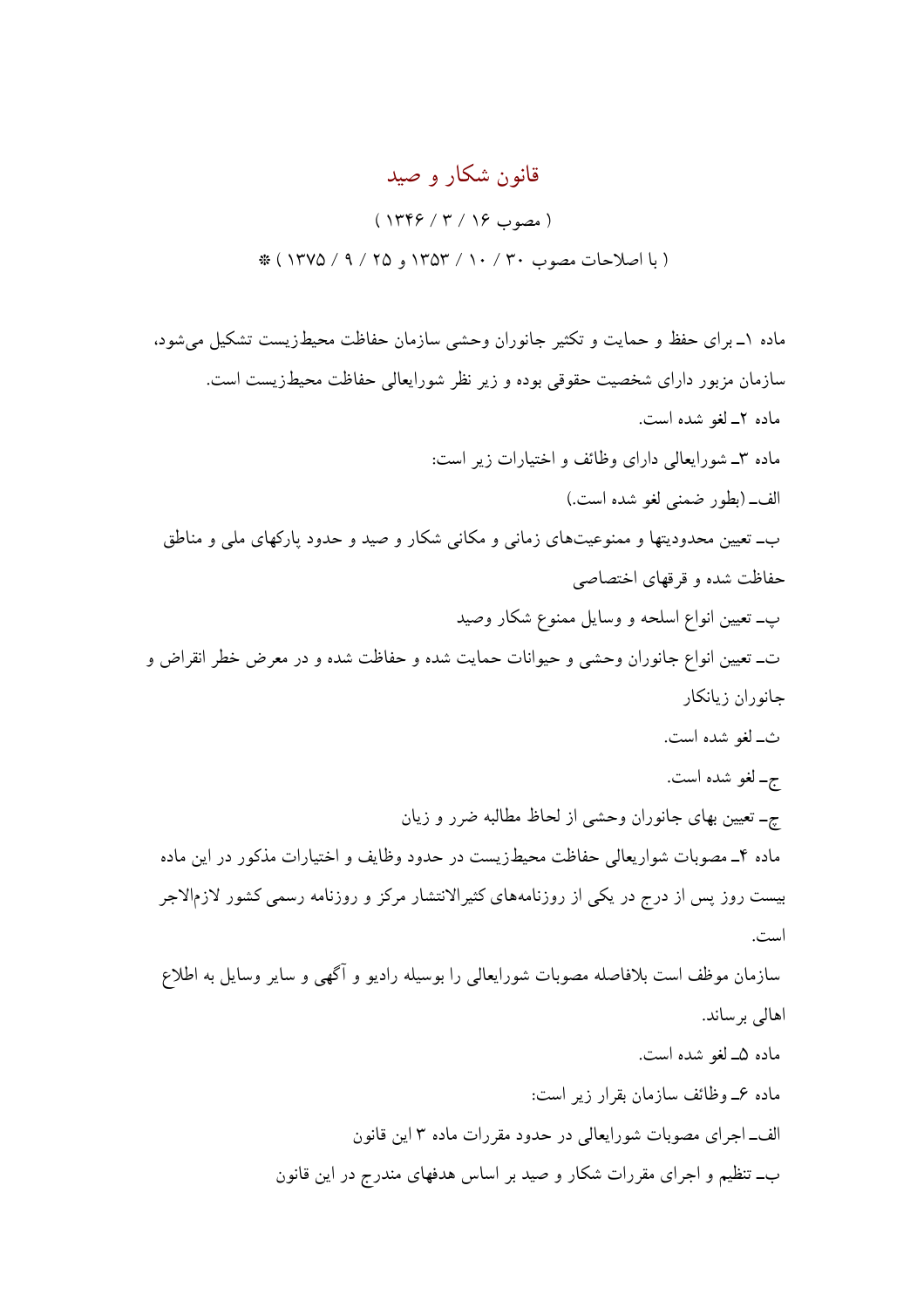# قانون شکار و صید

( مصوب ۱۶ / ۳ / ۱۳۴۶ )

( با اصلاحات مصوب ۳۰ / ۱۰ / ۱۳۵۳ و ۲۵ / ۹ / ۱۳۷۵ ) ❊

ماده ۱ـ برای حفظ و حمایت و تکثیر جانوران وحشی سازمان حفاظت محیط‌زیست تشکیل می‌شود، سازمان مزبور دارای شخصیت حقوقی بوده و زیر نظر شورایعالی حفاظت محیط‌زیست است.

ماده ۲ـ لغو شده است.

ماده ۳ـ شورایعالی دارای وظائف و اختیارات زیر است:

الف‌ـ (بطور ضمنی لغو شده است.)

ب‌ـ تعیین محدودیتها و ممنوعیت‌های زمانی و مکانی شکار و صید و حدود پارکهای ملی و مناطق حفاظت شده و قرقهای اختصاصی

پ‌ـ تعیین انواع اسلحه و وسایل ممنوع شکار وصید

ت‌ـ تعیین انواع جانوران وحشی و حیوانات حمایت شده و حفاظت شده و در معرض خطر انقراض و جانوران زیانکار

ث‌ـ لغو شده است.

ج‌ـ لغو شده است.

چ‌ـ تعیین بهای جانوران وحشی از لحاظ مطالبه ضرر و زیان

ماده ۴ـ مصوبات شواریعالی حفاظت محیط‌زیست در حدود وظایف و اختیارات مذکور در این ماده بیست روز پس از درج در یکی از روزنامه‌های کثیرالانتشار مرکز و روزنامه رسمی کشور لازم‌الاجر است.

سازمان موظف است بلافاصله مصوبات شورایعالی را بوسیله رادیو و آگهی و سایر وسایل به اطلاع اهالی برساند.

ماده ۵ـ لغو شده است.

ماده ۶ـ وظائف سازمان بقرار زیر است:

الف‌ـ اجرای مصوبات شورایعالی در حدود مقررات ماده ۳ این قانون

ب‌ـ تنظیم و اجرای مقررات شکار و صید بر اساس هدفهای مندرج در این قانون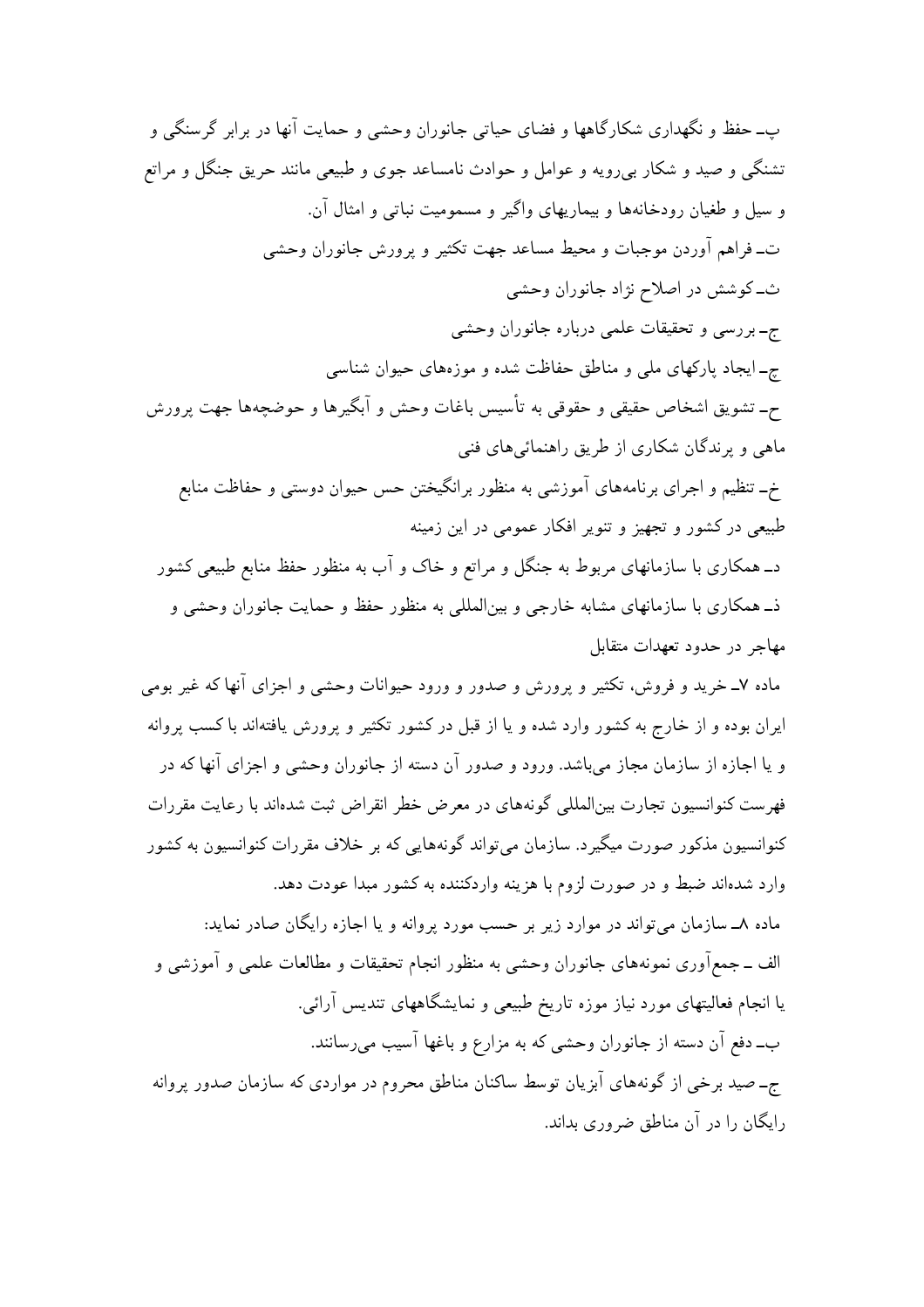پ ـ حفظ و نگهداری شکارگاهها و فضای حیاتی جانوران وحشی و حمایت آنها در برابر گرسنگی و تشنگی و صید و شکار بی‌رویه و عوامل و حوادث نامساعد جوی و طبیعی مانند حریق جنگل و مراتع و سیل و طغیان رودخانه‌ها و بیماریهای واگیر و مسمومیت نباتی و امثال آن.

ت ـ فراهم آوردن موجبات و محیط مساعد جهت تکثیر و پرورش جانوران وحشی

ث ـ کوشش در اصلاح نژاد جانوران وحشی

ج ـ بررسی و تحقیقات علمی درباره جانوران وحشی

چ ـ ایجاد پارکهای ملی و مناطق حفاظت شده و موزه‌های حیوان شناسی

ح ـ تشویق اشخاص حقیقی و حقوقی به تأسیس باغات وحش و آبگیرها و حوضچه‌ها جهت پرورش ماهی و پرندگان شکاری از طریق راهنمائی‌های فنی

خ ـ تنظیم و اجرای برنامه‌های آموزشی به منظور برانگیختن حس حیوان دوستی و حفاظت منابع طبیعی در کشور و تجهیز و تنویر افکار عمومی در این زمینه

د ـ همکاری با سازمانهای مربوط به جنگل و مراتع و خاک و آب به منظور حفظ منابع طبیعی کشور

ذ ـ همکاری با سازمانهای مشابه خارجی و بین‌المللی به منظور حفظ و حمایت جانوران وحشی و مهاجر در حدود تعهدات متقابل

ماده ۷ـ خرید و فروش، تکثیر و پرورش و صدور و ورود حیوانات وحشی و اجزای آنها که غیر بومی ایران بوده و از خارج به کشور وارد شده و یا از قبل در کشور تکثیر و پرورش یافته‌اند با کسب پروانه و یا اجازه از سازمان مجاز می‌باشد. ورود و صدور آن دسته از جانوران وحشی و اجزای آنها که در فهرست کنوانسیون تجارت بین‌المللی گونه‌های در معرض خطر انقراض ثبت شده‌اند با رعایت مقررات کنوانسیون مذکور صورت میگیرد. سازمان می‌تواند گونه‌هایی که بر خلاف مقررات کنوانسیون به کشور وارد شده‌اند ضبط و در صورت لزوم با هزینه واردکننده به کشور مبدا عودت دهد.

ماده ۸ـ سازمان می‌تواند در موارد زیر بر حسب مورد پروانه و یا اجازه رایگان صادر نماید:

الف ـ جمع‌آوری نمونه‌های جانوران وحشی به منظور انجام تحقیقات و مطالعات علمی و آموزشی و یا انجام فعالیتهای مورد نیاز موزه تاریخ طبیعی و نمایشگاههای تندیس آرائی.

ب ـ دفع آن دسته از جانوران وحشی که به مزارع و باغها آسیب می‌رسانند.

ج ـ صید برخی از گونه‌های آبزیان توسط ساکنان مناطق محروم در مواردی که سازمان صدور پروانه رایگان را در آن مناطق ضروری بداند.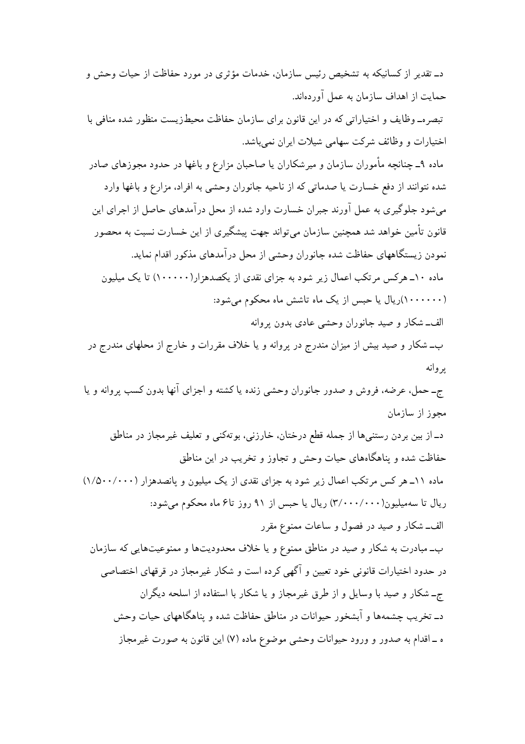دـ تقدیر از کسانیکه به تشخیص رئیس سازمان، خدمات مؤثری در مورد حفاظت از حیات وحش و حمایت از اهداف سازمان به عمل آورده‌اند.

تبصره‌ـ وظایف و اختیاراتی که در این قانون برای سازمان حفاظت محیط‌زیست منظور شده منافی با اختیارات و وظائف شرکت سهامی شیلات ایران نمی‌باشد.

ماده ۹ـ چنانچه مأموران سازمان و میرشکاران یا صاحبان مزارع و باغها در حدود مجوزهای صادر شده نتوانند از دفع خسارت یا صدماتی که از ناحیه جانوران وحشی به افراد، مزارع و باغها وارد می‌شود جلوگیری به عمل آورند جبران خسارت وارد شده از محل درآمدهای حاصل از اجرای این قانون تأمین خواهد شد همچنین سازمان می‌تواند جهت پیشگیری از این خسارت نسبت به محصور نمودن زیستگاههای حفاظت شده جانوران وحشی از محل درآمدهای مذکور اقدام نماید.

ماده ۱۰ـ هرکس مرتکب اعمال زیر شود به جزای نقدی از یکصدهزار(۱۰۰۰۰۰) تا یک میلیون (۱۰۰۰۰۰۰)ریال یا حبس از یک ماه تاشش ماه محکوم می‌شود:

الف‌ـ شکار و صید جانوران وحشی عادی بدون پروانه

ب‌ـ شکار و صید بیش از میزان مندرج در پروانه و یا خلاف مقررات و خارج از محلهای مندرج در پروانه

ج‌ـ حمل، عرضه، فروش و صدور جانوران وحشی زنده یا کشته و اجزای آنها بدون کسب پروانه و یا مجوز از سازمان

د‌ـ از بین بردن رستنی‌ها از جمله قطع درختان، خارزنی، بوته‌کنی و تعلیف غیرمجاز در مناطق حفاظت شده و پناهگاه‌های حیات وحش و تجاوز و تخریب در این مناطق

ماده ۱۱ـ هر کس مرتکب اعمال زیر شود به جزای نقدی از یک میلیون و پانصدهزار (۱/۵۰۰/۰۰۰) ریال تا سه‌میلیون(۳/۰۰۰/۰۰۰) ریال یا حبس از ۹۱ روز تا۶ ماه محکوم می‌شود:

الف‌ـ شکار و صید در فصول و ساعات ممنوع مقرر

ب‌ـ مبادرت به شکار و صید در مناطق ممنوع و یا خلاف محدودیت‌ها و ممنوعیت‌هایی که سازمان در حدود اختیارات قانونی خود تعیین و آگهی کرده است و شکار غیرمجاز در قرقهای اختصاصی

ج‌ـ شکار و صید با وسایل و از طرق غیرمجاز و یا شکار با استفاده از اسلحه دیگران

د‌ـ تخریب چشمه‌ها و آبشخور حیوانات در مناطق حفاظت شده و پناهگاههای حیات وحش

ه ـ اقدام به صدور و ورود حیوانات وحشی موضوع ماده (۷) این قانون به صورت غیرمجاز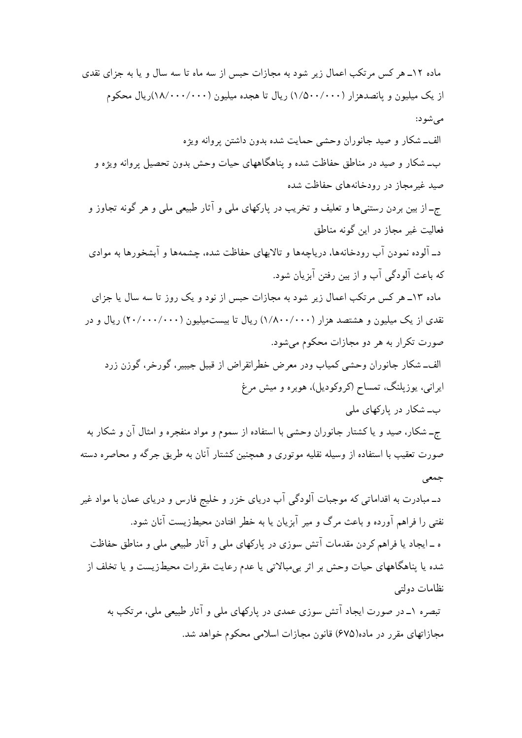ماده ۱۲ـ هر کس مرتکب اعمال زیر شود به مجازات حبس از سه ماه تا سه سال و یا به جزای نقدی از یک میلیون و پانصدهزار (۱/۵۰۰/۰۰۰) ریال تا هجده میلیون (۱۸/۰۰۰/۰۰۰)ریال محکوم می‌شود:

الف‌ـ شکار و صید جانوران وحشی حمایت شده بدون داشتن پروانه ویژه

ب‌ـ شکار و صید در مناطق حفاظت شده و پناهگاههای حیات وحش بدون تحصیل پروانه ویژه و صید غیرمجاز در رودخانه‌های حفاظت شده

ج‌ـ از بین بردن رستنی‌ها و تعلیف و تخریب در پارکهای ملی و آثار طبیعی ملی و هر گونه تجاوز و فعالیت غیر مجاز در این گونه مناطق

دـ آلوده نمودن آب رودخانه‌ها، دریاچه‌ها و تالابهای حفاظت شده، چشمه‌ها و آبشخورها به موادی که باعث آلودگی آب و از بین رفتن آبزیان شود.

ماده ۱۳ـ هر کس مرتکب اعمال زیر شود به مجازات حبس از نود و یک روز تا سه سال یا جزای نقدی از یک میلیون و هشتصد هزار (۱/۸۰۰/۰۰۰) ریال تا بیست‌میلیون (۲۰/۰۰۰/۰۰۰) ریال و در صورت تکرار به هر دو مجازات محکوم می‌شود.

الف‌ـ شکار جانوران وحشی کمیاب ودر معرض خطرانقراض از قبیل جبیبر، گورخر، گوزن زرد ایرانی، یوزپلنگ، تمساح (کروکودیل)، هوبره و میش مرغ

ب‌ـ شکار در پارکهای ملی

ج‌ـ شکار، صید و یا کشتار جانوران وحشی با استفاده از سموم و مواد منفجره و امثال آن و شکار به صورت تعقیب با استفاده از وسیله نقلیه موتوری و همچنین کشتار آنان به طریق جرگه و محاصره دسته جمعی

دـ مبادرت به اقداماتی که موجبات آلودگی آب دریای خزر و خلیج فارس و دریای عمان با مواد غیر نفتی را فراهم آورده و باعث مرگ و میر آبزیان یا به خطر افتادن محیط‌زیست آنان شود.

ه ـ ایجاد یا فراهم کردن مقدمات آتش سوزی در پارکهای ملی و آثار طبیعی ملی و مناطق حفاظت شده یا پناهگاههای حیات وحش بر اثر بی‌مبالاتی یا عدم رعایت مقررات محیط‌زیست و یا تخلف از نظامات دولتی

تبصره ۱ـ در صورت ایجاد آتش سوزی عمدی در پارکهای ملی و آثار طبیعی ملی، مرتکب به مجازاتهای مقرر در ماده(۶۷۵) قانون مجازات اسلامی محکوم خواهد شد.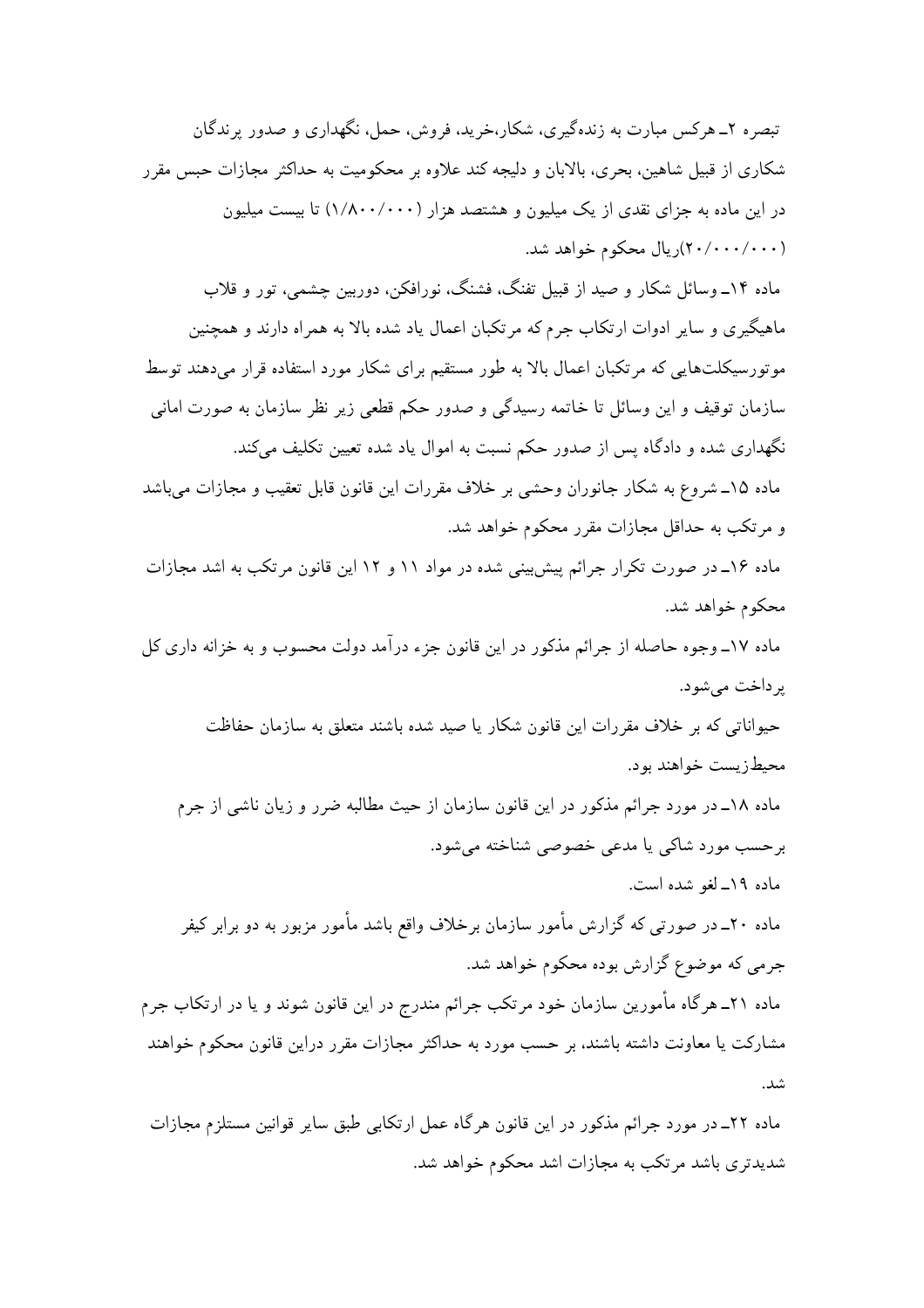تبصره ۲ـ هرکس مبارت به زنده‌گیری، شکار،خرید، فروش، حمل، نگهداری و صدور پرندگان شکاری از قبیل شاهین، بحری، بالابان و دلیجه کند علاوه بر محکومیت به حداکثر مجازات حبس مقرر در این ماده به جزای نقدی از یک میلیون و هشتصد هزار (۱/۸۰۰/۰۰۰) تا بیست میلیون (۲۰/۰۰۰/۰۰۰)ریال محکوم خواهد شد.

ماده ۱۴ـ وسائل شکار و صید از قبیل تفنگ، فشنگ، نورافکن، دوربین چشمی، تور و قلاب ماهیگیری و سایر ادوات ارتکاب جرم که مرتکبان اعمال یاد شده بالا به همراه دارند و همچنین موتورسیکلت‌هایی که مرتکبان اعمال بالا به طور مستقیم برای شکار مورد استفاده قرار می‌دهند توسط سازمان توقیف و این وسائل تا خاتمه رسیدگی و صدور حکم قطعی زیر نظر سازمان به صورت امانی نگهداری شده و دادگاه پس از صدور حکم نسبت به اموال یاد شده تعیین تکلیف می‌کند.

ماده ۱۵ـ شروع به شکار جانوران وحشی بر خلاف مقررات این قانون قابل تعقیب و مجازات می‌باشد و مرتکب به حداقل مجازات مقرر محکوم خواهد شد.

ماده ۱۶ـ در صورت تکرار جرائم پیش‌بینی شده در مواد ۱۱ و ۱۲ این قانون مرتکب به اشد مجازات محکوم خواهد شد.

ماده ۱۷ـ وجوه حاصله از جرائم مذکور در این قانون جزء درآمد دولت محسوب و به خزانه داری کل پرداخت می‌شود.

حیواناتی که بر خلاف مقررات این قانون شکار یا صید شده باشند متعلق به سازمان حفاظت محیط‌زیست خواهند بود.

ماده ۱۸ـ در مورد جرائم مذکور در این قانون سازمان از حیث مطالبه ضرر و زیان ناشی از جرم برحسب مورد شاکی یا مدعی خصوصی شناخته می‌شود.

ماده ۱۹ـ لغو شده است.

ماده ۲۰ـ در صورتی که گزارش مأمور سازمان برخلاف واقع باشد مأمور مزبور به دو برابر کیفر جرمی که موضوع گزارش بوده محکوم خواهد شد.

ماده ۲۱ـ هرگاه مأمورین سازمان خود مرتکب جرائم مندرج در این قانون شوند و یا در ارتکاب جرم مشارکت یا معاونت داشته باشند، بر حسب مورد به حداکثر مجازات مقرر دراین قانون محکوم خواهند شد.

ماده ۲۲ـ در مورد جرائم مذکور در این قانون هرگاه عمل ارتکابی طبق سایر قوانین مستلزم مجازات شدیدتری باشد مرتکب به مجازات اشد محکوم خواهد شد.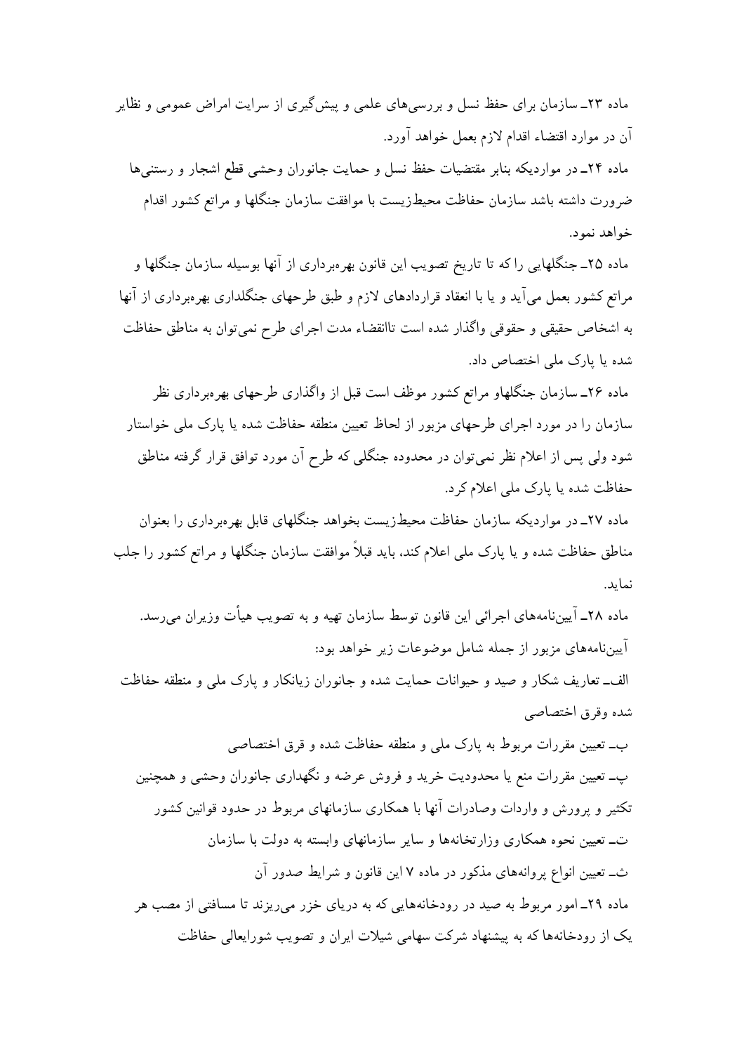ماده ۲۳ـ سازمان برای حفظ نسل و بررسی‌های علمی و پیش‌گیری از سرایت امراض عمومی و نظایر آن در موارد اقتضاء اقدام لازم بعمل خواهد آورد.

ماده ۲۴ـ در مواردیکه بنابر مقتضیات حفظ نسل و حمایت جانوران وحشی قطع اشجار و رستنی‌ها ضرورت داشته باشد سازمان حفاظت محیط‌زیست با موافقت سازمان جنگلها و مراتع کشور اقدام خواهد نمود.

ماده ۲۵ـ جنگلهایی را که تا تاریخ تصویب این قانون بهره‌برداری از آنها بوسیله سازمان جنگلها و مراتع کشور بعمل می‌آید و یا با انعقاد قراردادهای لازم و طبق طرحهای جنگلداری بهره‌برداری از آنها به اشخاص حقیقی و حقوقی واگذار شده است تاانقضاء مدت اجرای طرح نمی‌توان به مناطق حفاظت شده یا پارک ملی اختصاص داد.

ماده ۲۶ـ سازمان جنگلهاو مراتع کشور موظف است قبل از واگذاری طرحهای بهره‌برداری نظر سازمان را در مورد اجرای طرحهای مزبور از لحاظ تعیین منطقه حفاظت شده یا پارک ملی خواستار شود ولی پس از اعلام نظر نمی‌توان در محدوده جنگلی که طرح آن مورد توافق قرار گرفته مناطق حفاظت شده یا پارک ملی اعلام کرد.

ماده ۲۷ـ در مواردیکه سازمان حفاظت محیط‌زیست بخواهد جنگلهای قابل بهره‌برداری را بعنوان مناطق حفاظت شده و یا پارک ملی اعلام کند، باید قبلاً موافقت سازمان جنگلها و مراتع کشور را جلب نماید.

ماده ۲۸ـ آیین‌نامه‌های اجرائی این قانون توسط سازمان تهیه و به تصویب هیأت وزیران می‌رسد. آیین‌نامه‌های مزبور از جمله شامل موضوعات زیر خواهد بود:

الف‌ـ تعاریف شکار و صید و حیوانات حمایت شده و جانوران زیانکار و پارک ملی و منطقه حفاظت شده وقرق اختصاصی

ب‌ـ تعیین مقررات مربوط به پارک ملی و منطقه حفاظت شده و قرق اختصاصی

پ‌ـ تعیین مقررات منع یا محدودیت خرید و فروش عرضه و نگهداری جانوران وحشی و همچنین تکثیر و پرورش و واردات وصادرات آنها با همکاری سازمانهای مربوط در حدود قوانین کشور

ت‌ـ تعیین نحوه همکاری وزارتخانه‌ها و سایر سازمانهای وابسته به دولت با سازمان

ث‌ـ تعیین انواع پروانه‌های مذکور در ماده ۷ این قانون و شرایط صدور آن

ماده ۲۹ـ امور مربوط به صید در رودخانه‌هایی که به دریای خزر می‌ریزند تا مسافتی از مصب هر یک از رودخانه‌ها که به پیشنهاد شرکت سهامی شیلات ایران و تصویب شورایعالی حفاظت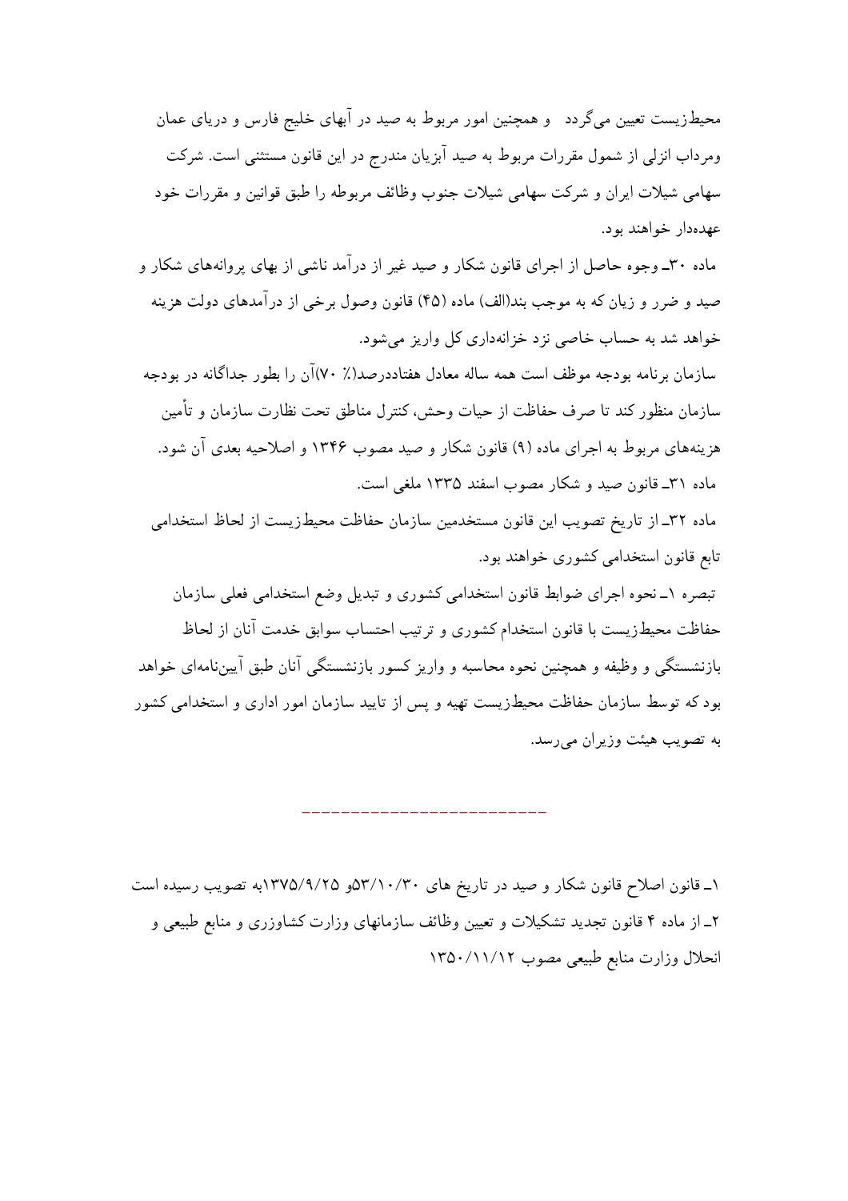محیط‌زیست تعیین می‌گردد  و همچنین امور مربوط به صید در آبهای خلیج فارس و دریای عمان ومرداب انزلی از شمول مقررات مربوط به صید آبزیان مندرج در این قانون مستثنی است. شرکت سهامی شیلات ایران و شرکت سهامی شیلات جنوب وظائف مربوطه را طبق قوانین و مقررات خود عهده‌دار خواهند بود.

ماده ۳۰ـ وجوه حاصل از اجرای قانون شکار و صید غیر از درآمد ناشی از بهای پروانه‌های شکار و صید و ضرر و زیان که به موجب بند(الف) ماده (۴۵) قانون وصول برخی از درآمدهای دولت هزینه خواهد شد به حساب خاصی نزد خزانه‌داری کل واریز می‌شود.

سازمان برنامه بودجه موظف است همه ساله معادل هفتاددرصد(٪ ۷۰)آن را بطور جداگانه در بودجه سازمان منظور کند تا صرف حفاظت از حیات وحش، کنترل مناطق تحت نظارت سازمان و تأمین هزینه‌های مربوط به اجرای ماده (۹) قانون شکار و صید مصوب ۱۳۴۶ و اصلاحیه بعدی آن شود.

ماده ۳۱ـ قانون صید و شکار مصوب اسفند ۱۳۳۵ ملغی است.

ماده ۳۲ـ از تاریخ تصویب این قانون مستخدمین سازمان حفاظت محیط‌زیست از لحاظ استخدامی تابع قانون استخدامی کشوری خواهند بود.

تبصره ۱ـ نحوه اجرای ضوابط قانون استخدامی کشوری و تبدیل وضع استخدامی فعلی سازمان حفاظت محیط‌زیست با قانون استخدام کشوری و ترتیب احتساب سوابق خدمت آنان از لحاظ بازنشستگی و وظیفه و همچنین نحوه محاسبه و واریز کسور بازنشستگی آنان طبق آیین‌نامه‌ای خواهد بود که توسط سازمان حفاظت محیط‌زیست تهیه و پس از تایید سازمان امور اداری و استخدامی کشور به تصویب هیئت وزیران می‌رسد.

---

۱ـ قانون اصلاح قانون شکار و صید در تاریخ های ۵۳/۱۰/۳۰و ۱۳۷۵/۹/۲۵به تصویب رسیده است

۲ـ از ماده ۴ قانون تجدید تشکیلات و تعیین وظائف سازمانهای وزارت کشاورزی و منابع طبیعی و انحلال وزارت منابع طبیعی مصوب ۱۳۵۰/۱۱/۱۲